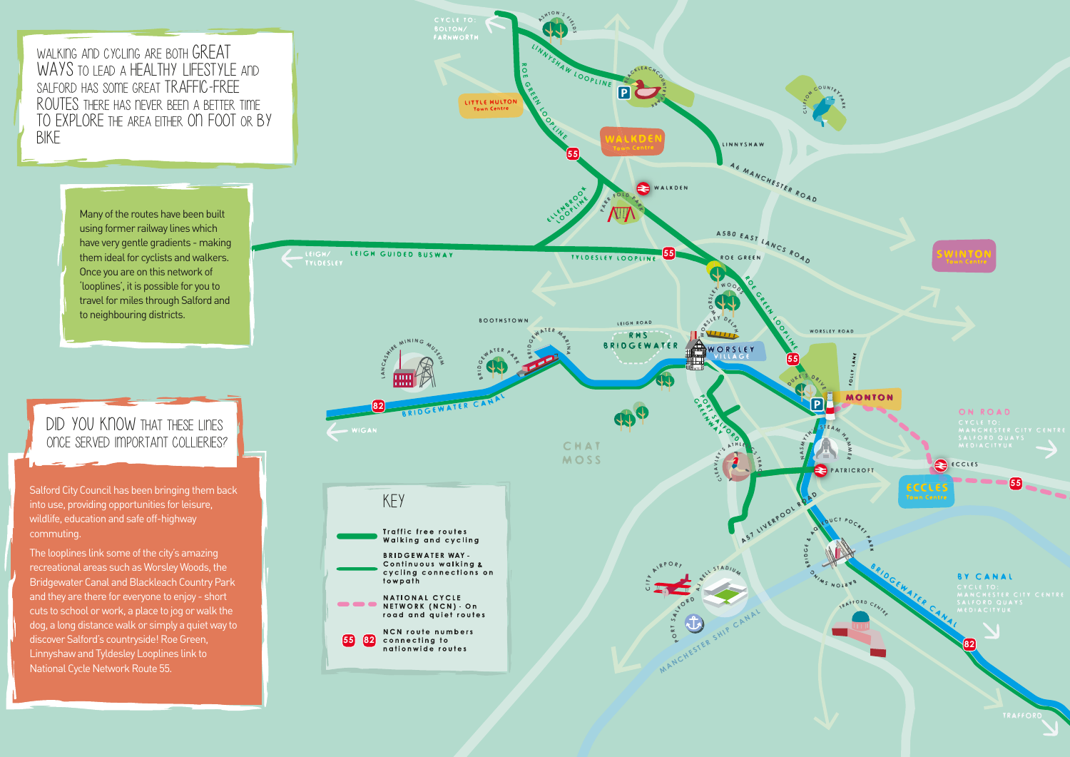# WALKING AND CYCLING ARE BOTH GREAT WAYS TO LEAD A HEALTHY LIFESTYLE AND SALFORD HAS SOME GREAT TRAFFIC-FREE ROUTES THERE HAS NEVER BEEN A BETTER TIME TO EXPLORE THE AREA EITHER ON FOOT OR BY BIKE

Many of the routes have been built using former railway lines which have very gentle gradients - making them ideal for cyclists and walkers. Once you are on this network of 'looplines', it is possible for you to travel for miles through Salford and to neighbouring districts.

## DID YOU KNOW THAT THESE LINES ONCE SERVED IMPORTANT COLLIERIES?

Salford City Council has been bringing them back into use, providing opportunities for leisure, wildlife, education and safe off-highway commuting.

The looplines link some of the city's amazing recreational areas such as Worsley Woods, the Bridgewater Canal and Blackleach Country Park and they are there for everyone to enjoy - short cuts to school or work, a place to jog or walk the dog, a long distance walk or simply a quiet way to discover Salford's countryside! Roe Green, Linnyshaw and Tyldesley Looplines link to National Cycle Network Route 55.

## KEY

- Traffic free routes Walking and cycling
- BRIDGEWATER WAY - Continuous walking & cycling connections on towpath
- NATIONAL CYCLE NETWORK (NCN) - On road and quiet routes
- 55 82 NCN route numbers connecting to nationwide routes

CYCLE TO: BOLTON/ FARNWORTH

ASHTON'S FIELDS

LINNYSHAW LOOPLINE

BLACKLEACH COUNTRY PARK

LITTLE HULTON Town Centre

ROE GREEN LOOPLINE

CLIFTON COUNTRY PARK

WALKDEN Town Centre

LINNYSHAW

A6 MANCHESTER ROAD

WALKDEN

ELLENBROOK LOOPLINE

PARR FOLD PARK

A580 EAST LANCS ROAD

SWINTON Town Centre

LEIGH/ TYLDESLEY

LEIGH GUIDED BUSWAY

TYLDESLEY LOOPLINE

ROE GREEN

WORSLEY WOODS

ROE GREEN LOOPLINE

BOOTHSTOWN

LEIGH ROAD

RMS BRIDGEWATER

WORSLEY DELPH

WORSLEY ROAD

WORSLEY VILLAGE

LANCASHIRE MINING MUSEUM

BRIDGEWATER PARK

BRIDGEWATER MARINA

DUKE'S DRIVE

FOLLY LANE

MONTON

BRIDGEWATER CANAL

WIGAN

PORT SALFORD GREENWAY

STEAM HAMMER

NASMYTH

CHAT MOSS

ON ROAD

CYCLE TO: MANCHESTER CITY CENTRE SALFORD QUAYS MEDIACITYUK

CLEAVLEY'S ATHLETICS TRACK

PATRICROFT

ECCLES

ECCLES Town Centre

A57 LIVERPOOL ROAD

AQUEDUCT POCKET PARK

BRIDGE & AQUEDUCT

BARTON SWING

CITY AIRPORT

AJ BELL STADIUM

PORT SALFORD

MANCHESTER SHIP CANAL

TRAFFORD CENTRE

BRIDGEWATER CANAL

BY CANAL

CYCLE TO: MANCHESTER CITY CENTRE SALFORD QUAYS MEDIACITYUK

TRAFFORD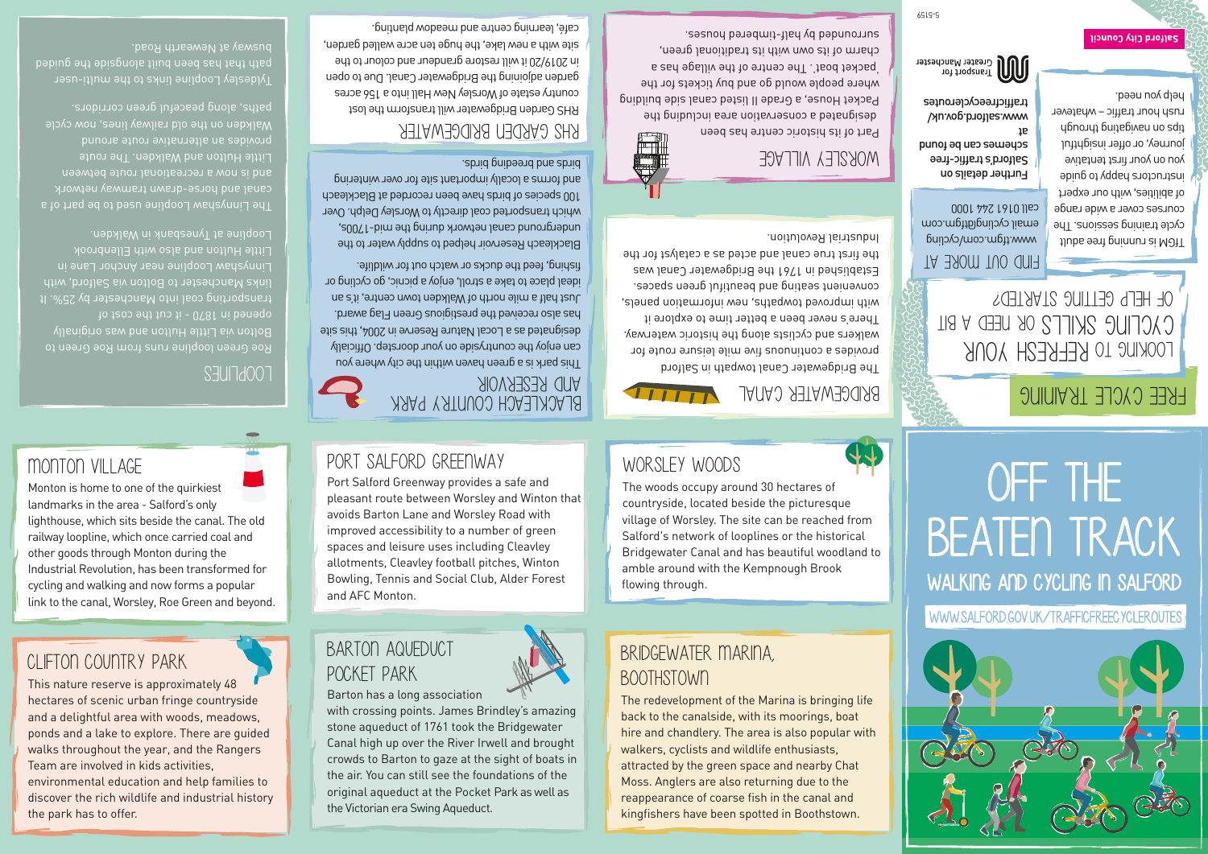# LOOPLINES

Roe Green loopline runs from Roe Green to Bolton via Little Hulton and was originally opened in 1870 - it cut the cost of transporting coal into Manchester by 25%. It links Manchester to Bolton via Salford, with Linnyshaw Loopline near Anchor Lane in Little Hulton and also with Ellenbrook Loopline at Tynesbank in Walkden.

The Linnyshaw Loopline used to be part of a canal and horse-drawn tramway network and is now a recreational route between Little Hulton and Walkden. The route provides an alternative route around Walkden on the old railway lines, now cycle paths, along peaceful green corridors.

Tyldesley Loopline links to the multi-user path that has been built alongside the guided busway at Newearth Road.

# BLACKLEACH COUNTRY PARK AND RESERVOIR

This park is a green haven within the city where you can enjoy the countryside on your doorstep. Officially designated as a Local Nature Reserve in 2004, this site has also received the prestigious Green Flag award.

Just half a mile north of Walkden town centre, it's an ideal place to take a stroll, enjoy a picnic, go cycling or fishing, feed the ducks or watch out for wildlife.

Blackleach Reservoir helped to supply water to the underground canal network during the mid-1700s, which transported coal directly to Worsley Delph. Over 100 species of birds have been recorded at Blackleach and forms a locally important site for over wintering birds and breeding birds.

# RHS GARDEN BRIDGEWATER

RHS Garden Bridgewater will transform the lost country estate of Worsley New Hall into a 156 acres garden adjoining the Bridgewater Canal. Due to open in 2019/20 it will restore grandeur and colour to the site with a new lake, the huge ten acre walled garden, café, learning centre and meadow planting.

# BRIDGEWATER CANAL

The Bridgewater Canal towpath in Salford provides a continuous five mile leisure route for walkers and cyclists along the historic waterway. There's never been a better time to explore it with improved towpaths, new information panels, convenient seating and beautiful green spaces. Established in 1761 the Bridgewater Canal was the first true canal and acted as a catalyst for the Industrial Revolution.

# WORSLEY VILLAGE

Part of its historic centre has been designated a conservation area including the Packet House, a Grade II listed canal side building where people would go and buy tickets for the 'packet boat'. The centre of the village has a charm of its own with its traditional green, surrounded by half-timbered houses.

# LOOKING TO REFRESH YOUR CYCLING SKILLS OR NEED A BIT OF HELP GETTING STARTED?

## FREE CYCLE TRAINING

TfGM is running free adult cycle training sessions. The courses cover a wide range of abilities, with our expert instructors happy to guide you on your first tentative journey, or offer insightful tips on navigating through rush hour traffic – whatever help you need.

## FIND OUT MORE AT

www.tfgm.com/cycling
email cycling@tfgm.com
call 0161 244 1000

**Further details on Salford's traffic-free schemes can be found at www.salford.gov.uk/trafficfreecycleroutes**

Transport for Greater Manchester

Salford City Council

S-5159

# OFF THE BEATEN TRACK

## WALKING AND CYCLING IN SALFORD

WWW.SALFORD.GOV.UK/TRAFFICFREECYCLEROUTES

# MONTON VILLAGE

Monton is home to one of the quirkiest landmarks in the area - Salford's only lighthouse, which sits beside the canal. The old railway loopline, which once carried coal and other goods through Monton during the Industrial Revolution, has been transformed for cycling and walking and now forms a popular link to the canal, Worsley, Roe Green and beyond.

# CLIFTON COUNTRY PARK

This nature reserve is approximately 48 hectares of scenic urban fringe countryside and a delightful area with woods, meadows, ponds and a lake to explore. There are guided walks throughout the year, and the Rangers Team are involved in kids activities, environmental education and help families to discover the rich wildlife and industrial history the park has to offer.

# PORT SALFORD GREENWAY

Port Salford Greenway provides a safe and pleasant route between Worsley and Winton that avoids Barton Lane and Worsley Road with improved accessibility to a number of green spaces and leisure uses including Cleavley allotments, Cleavley football pitches, Winton Bowling, Tennis and Social Club, Alder Forest and AFC Monton.

# BARTON AQUEDUCT POCKET PARK

Barton has a long association with crossing points. James Brindley's amazing stone aqueduct of 1761 took the Bridgewater Canal high up over the River Irwell and brought crowds to Barton to gaze at the sight of boats in the air. You can still see the foundations of the original aqueduct at the Pocket Park as well as the Victorian era Swing Aqueduct.

# WORSLEY WOODS

The woods occupy around 30 hectares of countryside, located beside the picturesque village of Worsley. The site can be reached from Salford's network of looplines or the historical Bridgewater Canal and has beautiful woodland to amble around with the Kempnough Brook flowing through.

# BRIDGEWATER MARINA, BOOTHSTOWN

The redevelopment of the Marina is bringing life back to the canalside, with its moorings, boat hire and chandlery. The area is also popular with walkers, cyclists and wildlife enthusiasts, attracted by the green space and nearby Chat Moss. Anglers are also returning due to the reappearance of coarse fish in the canal and kingfishers have been spotted in Boothstown.